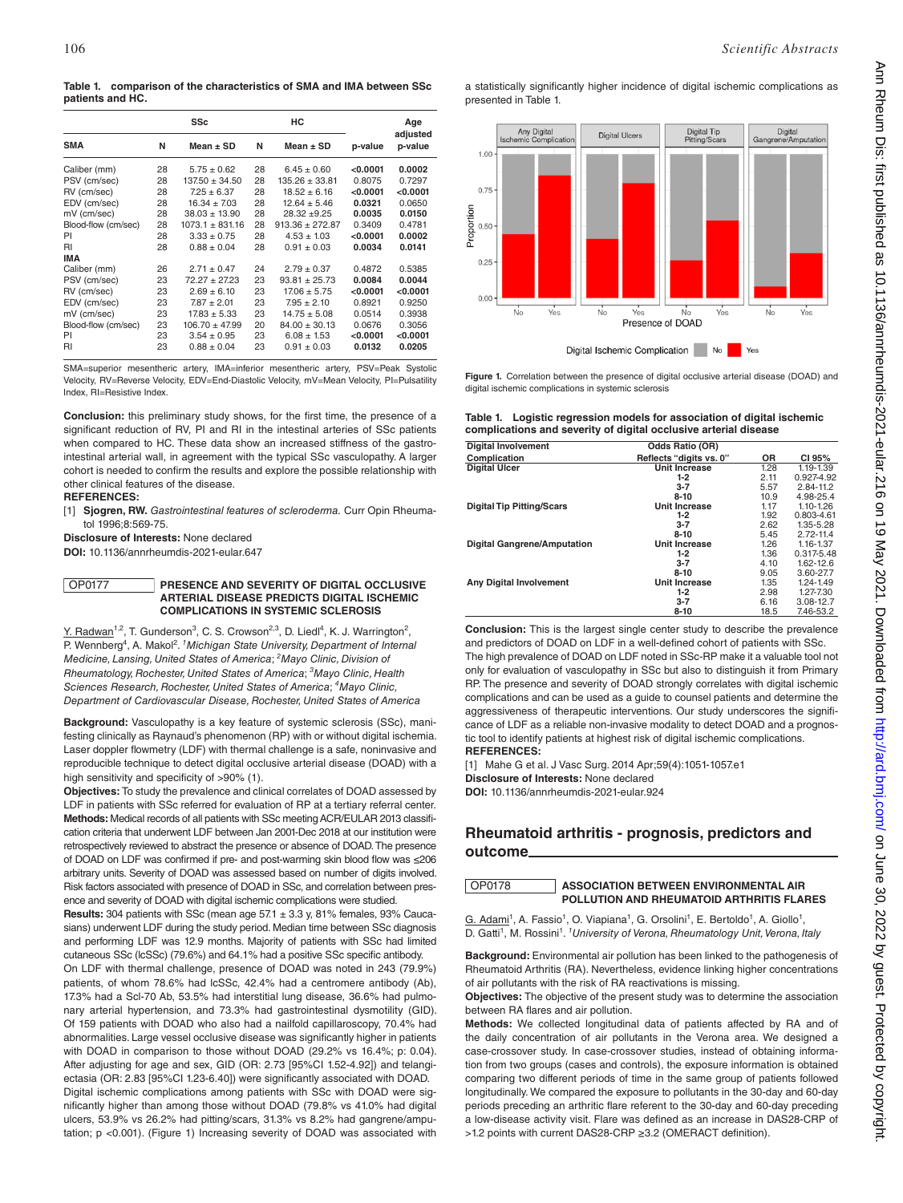**Table 1. comparison of the characteristics of SMA and IMA between SSc patients and HC.**

| | SSc | | HC | | | Age adjusted |
|---|---|---|---|---|---|---|
| **SMA** | **N** | **Mean ± SD** | **N** | **Mean ± SD** | **p-value** | **p-value** |
| Caliber (mm) | 28 | 5.75 ± 0.62 | 28 | 6.45 ± 0.60 | **<0.0001** | **0.0002** |
| PSV (cm/sec) | 28 | 137.50 ± 34.50 | 28 | 135.26 ± 33.81 | 0.8075 | 0.7297 |
| RV (cm/sec) | 28 | 7.25 ± 6.37 | 28 | 18.52 ± 6.16 | **<0.0001** | **<0.0001** |
| EDV (cm/sec) | 28 | 16.34 ± 7.03 | 28 | 12.64 ± 5.46 | **0.0321** | 0.0650 |
| mV (cm/sec) | 28 | 38.03 ± 13.90 | 28 | 28.32 ±9.25 | **0.0035** | **0.0150** |
| Blood-flow (cm/sec) | 28 | 1073.1 ± 831.16 | 28 | 913.36 ± 272.87 | 0.3409 | 0.4781 |
| PI | 28 | 3.33 ± 0.75 | 28 | 4.53 ± 1.03 | **<0.0001** | **0.0002** |
| RI | 28 | 0.88 ± 0.04 | 28 | 0.91 ± 0.03 | **0.0034** | **0.0141** |
| **IMA** | | | | | | |
| Caliber (mm) | 26 | 2.71 ± 0.47 | 24 | 2.79 ± 0.37 | 0.4872 | 0.5385 |
| PSV (cm/sec) | 23 | 72.27 ± 27.23 | 23 | 93.81 ± 25.73 | **0.0084** | **0.0044** |
| RV (cm/sec) | 23 | 2.69 ± 6.10 | 23 | 17.06 ± 5.75 | **<0.0001** | **<0.0001** |
| EDV (cm/sec) | 23 | 7.87 ± 2.01 | 23 | 7.95 ± 2.10 | 0.8921 | 0.9250 |
| mV (cm/sec) | 23 | 17.83 ± 5.33 | 23 | 14.75 ± 5.08 | 0.0514 | 0.3938 |
| Blood-flow (cm/sec) | 23 | 106.70 ± 47.99 | 20 | 84.00 ± 30.13 | 0.0676 | 0.3056 |
| PI | 23 | 3.54 ± 0.95 | 23 | 6.08 ± 1.53 | **<0.0001** | **<0.0001** |
| RI | 23 | 0.88 ± 0.04 | 23 | 0.91 ± 0.03 | **0.0132** | **0.0205** |

SMA=superior mesenteric artery, IMA=inferior mesenteric artery, PSV=Peak Systolic Velocity, RV=Reverse Velocity, EDV=End-Diastolic Velocity, mV=Mean Velocity, PI=Pulsatility Index, RI=Resistive Index.

**Conclusion:** this preliminary study shows, for the first time, the presence of a significant reduction of RV, PI and RI in the intestinal arteries of SSc patients when compared to HC. These data show an increased stiffness of the gastro-intestinal arterial wall, in agreement with the typical SSc vasculopathy. A larger cohort is needed to confirm the results and explore the possible relationship with other clinical features of the disease.

**REFERENCES:**

[1] **Sjogren, RW.** *Gastrointestinal features of scleroderma.* Curr Opin Rheumatol 1996;8:569-75.

**Disclosure of Interests:** None declared

**DOI:** 10.1136/annrheumdis-2021-eular.647

## OP0177 PRESENCE AND SEVERITY OF DIGITAL OCCLUSIVE ARTERIAL DISEASE PREDICTS DIGITAL ISCHEMIC COMPLICATIONS IN SYSTEMIC SCLEROSIS

Y. Radwan[1,2], T. Gunderson[3], C. S. Crowson[2,3], D. Liedl[4], K. J. Warrington[2], P. Wennberg[4], A. Makol[2]. [1]*Michigan State University, Department of Internal Medicine, Lansing, United States of America*; [2]*Mayo Clinic, Division of Rheumatology, Rochester, United States of America*; [3]*Mayo Clinic, Health Sciences Research, Rochester, United States of America*; [4]*Mayo Clinic, Department of Cardiovascular Disease, Rochester, United States of America*

**Background:** Vasculopathy is a key feature of systemic sclerosis (SSc), manifesting clinically as Raynaud's phenomenon (RP) with or without digital ischemia. Laser doppler flowmetry (LDF) with thermal challenge is a safe, noninvasive and reproducible technique to detect digital occlusive arterial disease (DOAD) with a high sensitivity and specificity of >90% (1).

**Objectives:** To study the prevalence and clinical correlates of DOAD assessed by LDF in patients with SSc referred for evaluation of RP at a tertiary referral center.

**Methods:** Medical records of all patients with SSc meeting ACR/EULAR 2013 classification criteria that underwent LDF between Jan 2001-Dec 2018 at our institution were retrospectively reviewed to abstract the presence or absence of DOAD. The presence of DOAD on LDF was confirmed if pre- and post-warming skin blood flow was ≤206 arbitrary units. Severity of DOAD was assessed based on number of digits involved. Risk factors associated with presence of DOAD in SSc, and correlation between presence and severity of DOAD with digital ischemic complications were studied.

**Results:** 304 patients with SSc (mean age 57.1 ± 3.3 y, 81% females, 93% Caucasians) underwent LDF during the study period. Median time between SSc diagnosis and performing LDF was 12.9 months. Majority of patients with SSc had limited cutaneous SSc (lcSSc) (79.6%) and 64.1% had a positive SSc specific antibody.

On LDF with thermal challenge, presence of DOAD was noted in 243 (79.9%) patients, of whom 78.6% had lcSSc, 42.4% had a centromere antibody (Ab), 17.3% had a Scl-70 Ab, 53.5% had interstitial lung disease, 36.6% had pulmonary arterial hypertension, and 73.3% had gastrointestinal dysmotility (GID). Of 159 patients with DOAD who also had a nailfold capillaroscopy, 70.4% had abnormalities. Large vessel occlusive disease was significantly higher in patients with DOAD in comparison to those without DOAD (29.2% vs 16.4%; p: 0.04). After adjusting for age and sex, GID (OR: 2.73 [95%CI 1.52-4.92]) and telangiectasia (OR: 2.83 [95%CI 1.23-6.40]) were significantly associated with DOAD.

Digital ischemic complications among patients with SSc with DOAD were significantly higher than among those without DOAD (79.8% vs 41.0% had digital ulcers, 53.9% vs 26.2% had pitting/scars, 31.3% vs 8.2% had gangrene/amputation; p <0.001). (Figure 1) Increasing severity of DOAD was associated with a statistically significantly higher incidence of digital ischemic complications as presented in Table 1.

**Figure 1.** Correlation between the presence of digital occlusive arterial disease (DOAD) and digital ischemic complications in systemic sclerosis

**Table 1. Logistic regression models for association of digital ischemic complications and severity of digital occlusive arterial disease**

| Digital Involvement | Odds Ratio (OR) | | |
|---|---|---|---|
| **Complication** | **Reflects "digits vs. 0"** | **OR** | **CI 95%** |
| **Digital Ulcer** | **Unit Increase** | 1.28 | 1.19-1.39 |
| | **1-2** | 2.11 | 0.927-4.92 |
| | **3-7** | 5.57 | 2.84-11.2 |
| | **8-10** | 10.9 | 4.98-25.4 |
| **Digital Tip Pitting/Scars** | **Unit Increase** | 1.17 | 1.10-1.26 |
| | **1-2** | 1.92 | 0.803-4.61 |
| | **3-7** | 2.62 | 1.35-5.28 |
| | **8-10** | 5.45 | 2.72-11.4 |
| **Digital Gangrene/Amputation** | **Unit Increase** | 1.26 | 1.16-1.37 |
| | **1-2** | 1.36 | 0.317-5.48 |
| | **3-7** | 4.10 | 1.62-12.6 |
| | **8-10** | 9.05 | 3.60-27.7 |
| **Any Digital Involvement** | **Unit Increase** | 1.35 | 1.24-1.49 |
| | **1-2** | 2.98 | 1.27-7.30 |
| | **3-7** | 6.16 | 3.08-12.7 |
| | **8-10** | 18.5 | 7.46-53.2 |

**Conclusion:** This is the largest single center study to describe the prevalence and predictors of DOAD on LDF in a well-defined cohort of patients with SSc. The high prevalence of DOAD on LDF noted in SSc-RP make it a valuable tool not only for evaluation of vasculopathy in SSc but also to distinguish it from Primary RP. The presence and severity of DOAD strongly correlates with digital ischemic complications and can be used as a guide to counsel patients and determine the aggressiveness of therapeutic interventions. Our study underscores the significance of LDF as a reliable non-invasive modality to detect DOAD and a prognostic tool to identify patients at highest risk of digital ischemic complications.

**REFERENCES:**

[1] Mahe G et al. J Vasc Surg. 2014 Apr;59(4):1051-1057.e1

**Disclosure of Interests:** None declared

**DOI:** 10.1136/annrheumdis-2021-eular.924

# Rheumatoid arthritis - prognosis, predictors and outcome

## OP0178 ASSOCIATION BETWEEN ENVIRONMENTAL AIR POLLUTION AND RHEUMATOID ARTHRITIS FLARES

G. Adami[1], A. Fassio[1], O. Viapiana[1], G. Orsolini[1], E. Bertoldo[1], A. Giollo[1], D. Gatti[1], M. Rossini[1]. [1]*University of Verona, Rheumatology Unit, Verona, Italy*

**Background:** Environmental air pollution has been linked to the pathogenesis of Rheumatoid Arthritis (RA). Nevertheless, evidence linking higher concentrations of air pollutants with the risk of RA reactivations is missing.

**Objectives:** The objective of the present study was to determine the association between RA flares and air pollution.

**Methods:** We collected longitudinal data of patients affected by RA and of the daily concentration of air pollutants in the Verona area. We designed a case-crossover study. In case-crossover studies, instead of obtaining information from two groups (cases and controls), the exposure information is obtained comparing two different periods of time in the same group of patients followed longitudinally. We compared the exposure to pollutants in the 30-day and 60-day periods preceding an arthritic flare referent to the 30-day and 60-day preceding a low-disease activity visit. Flare was defined as an increase in DAS28-CRP of >1.2 points with current DAS28-CRP ≥3.2 (OMERACT definition).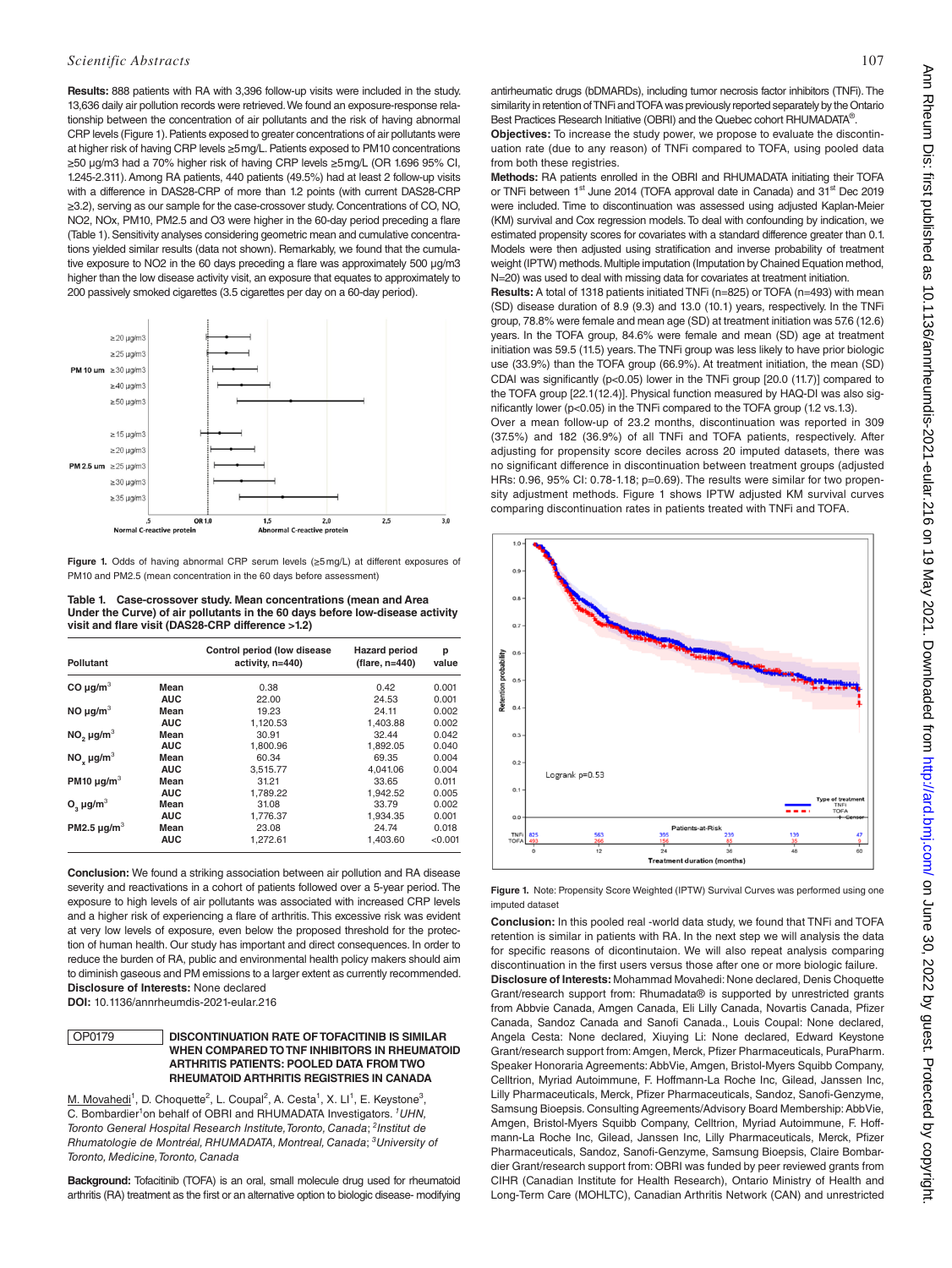**Results:** 888 patients with RA with 3,396 follow-up visits were included in the study. 13,636 daily air pollution records were retrieved. We found an exposure-response relationship between the concentration of air pollutants and the risk of having abnormal CRP levels (Figure 1). Patients exposed to greater concentrations of air pollutants were at higher risk of having CRP levels ≥5 mg/L. Patients exposed to PM10 concentrations ≥50 μg/m3 had a 70% higher risk of having CRP levels ≥5 mg/L (OR 1.696 95% CI, 1.245-2.311). Among RA patients, 440 patients (49.5%) had at least 2 follow-up visits with a difference in DAS28-CRP of more than 1.2 points (with current DAS28-CRP ≥3.2), serving as our sample for the case-crossover study. Concentrations of CO, NO, NO2, NOx, PM10, PM2.5 and O3 were higher in the 60-day period preceding a flare (Table 1). Sensitivity analyses considering geometric mean and cumulative concentrations yielded similar results (data not shown). Remarkably, we found that the cumulative exposure to NO2 in the 60 days preceding a flare was approximately 500 μg/m3 higher than the low disease activity visit, an exposure that equates to approximately to 200 passively smoked cigarettes (3.5 cigarettes per day on a 60-day period).

PM 10 um ≥20 μg/m3
≥25 μg/m3
≥30 μg/m3
≥40 μg/m3
≥50 μg/m3

PM 2.5 um ≥15 μg/m3
≥20 μg/m3
≥25 μg/m3
≥30 μg/m3
≥35 μg/m3

.5 OR 1.0 1.5 2.0 2.5 3.0
Normal C-reactive protein
Abnormal C-reactive protein

Figure 1. Odds of having abnormal CRP serum levels (≥5 mg/L) at different exposures of PM10 and PM2.5 (mean concentration in the 60 days before assessment)

**Table 1. Case-crossover study. Mean concentrations (mean and Area Under the Curve) of air pollutants in the 60 days before low-disease activity visit and flare visit (DAS28-CRP difference >1.2)**

| Pollutant | | Control period (low disease activity, n=440) | Hazard period (flare, n=440) | p value |
|---|---|---|---|---|
| CO μg/m$^3$ | Mean | 0.38 | 0.42 | 0.001 |
| | AUC | 22.00 | 24.53 | 0.001 |
| NO μg/m$^3$ | Mean | 19.23 | 24.11 | 0.002 |
| | AUC | 1,120.53 | 1,403.88 | 0.002 |
| $NO_2$ μg/m$^3$ | Mean | 30.91 | 32.44 | 0.042 |
| | AUC | 1,800.96 | 1,892.05 | 0.040 |
| $NO_x$ μg/m$^3$ | Mean | 60.34 | 69.35 | 0.004 |
| | AUC | 3,515.77 | 4,041.06 | 0.004 |
| PM10 μg/m$^3$ | Mean | 31.21 | 33.65 | 0.011 |
| | AUC | 1,789.22 | 1,942.52 | 0.005 |
| $O_3$ μg/m$^3$ | Mean | 31.08 | 33.79 | 0.001 |
| | AUC | 1,776.37 | 1,934.35 | 0.001 |
| PM2.5 μg/m$^3$ | Mean | 23.08 | 24.74 | 0.018 |
| | AUC | 1,272.61 | 1,403.60 | <0.001 |

**Conclusion:** We found a striking association between air pollution and RA disease severity and reactivations in a cohort of patients followed over a 5-year period. The exposure to high levels of air pollutants was associated with increased CRP levels and a higher risk of experiencing a flare of arthritis. This excessive risk was evident at very low levels of exposure, even below the proposed threshold for the protection of human health. Our study has important and direct consequences. In order to reduce the burden of RA, public and environmental health policy makers should aim to diminish gaseous and PM emissions to a larger extent as currently recommended.

**Disclosure of Interests:** None declared

**DOI:** 10.1136/annrheumdis-2021-eular.216

## OP0179 DISCONTINUATION RATE OF TOFACITINIB IS SIMILAR WHEN COMPARED TO TNF INHIBITORS IN RHEUMATOID ARTHRITIS PATIENTS: POOLED DATA FROM TWO RHEUMATOID ARTHRITIS REGISTRIES IN CANADA

M. Movahedi[1], D. Choquette[2], L. Coupal[2], A. Cesta[1], X. LI[1], E. Keystone[3], C. Bombardier[1] on behalf of OBRI and RHUMADATA Investigators. [1]*UHN, Toronto General Hospital Research Institute, Toronto, Canada*; [2]*Institut de Rhumatologie de Montréal, RHUMADATA, Montreal, Canada*; [3]*University of Toronto, Medicine, Toronto, Canada*

**Background:** Tofacitinib (TOFA) is an oral, small molecule drug used for rheumatoid arthritis (RA) treatment as the first or an alternative option to biologic disease- modifying antirheumatic drugs (bDMARDs), including tumor necrosis factor inhibitors (TNFi). The similarity in retention of TNFi and TOFA was previously reported separately by the Ontario Best Practices Research Initiative (OBRI) and the Quebec cohort RHUMADATA®.

**Objectives:** To increase the study power, we propose to evaluate the discontinuation rate (due to any reason) of TNFi compared to TOFA, using pooled data from both these registries.

**Methods:** RA patients enrolled in the OBRI and RHUMADATA initiating their TOFA or TNFi between 1st June 2014 (TOFA approval date in Canada) and 31st Dec 2019 were included. Time to discontinuation was assessed using adjusted Kaplan-Meier (KM) survival and Cox regression models. To deal with confounding by indication, we estimated propensity scores for covariates with a standard difference greater than 0.1. Models were then adjusted using stratification and inverse probability of treatment weight (IPTW) methods. Multiple imputation (Imputation by Chained Equation method, N=20) was used to deal with missing data for covariates at treatment initiation.

**Results:** A total of 1318 patients initiated TNFi (n=825) or TOFA (n=493) with mean (SD) disease duration of 8.9 (9.3) and 13.0 (10.1) years, respectively. In the TNFi group, 78.8% were female and mean age (SD) at treatment initiation was 57.6 (12.6) years. In the TOFA group, 84.6% were female and mean (SD) age at treatment initiation was 59.5 (11.5) years. The TNFi group was less likely to have prior biologic use (33.9%) than the TOFA group (66.9%). At treatment initiation, the mean (SD) CDAI was significantly (p<0.05) lower in the TNFi group [20.0 (11.7)] compared to the TOFA group [22.1(12.4)]. Physical function measured by HAQ-DI was also significantly lower (p<0.05) in the TNFi compared to the TOFA group (1.2 vs.1.3).

Over a mean follow-up of 23.2 months, discontinuation was reported in 309 (37.5%) and 182 (36.9%) of all TNFi and TOFA patients, respectively. After adjusting for propensity score deciles across 20 imputed datasets, there was no significant difference in discontinuation between treatment groups (adjusted HRs: 0.96, 95% CI: 0.78-1.18; p=0.69). The results were similar for two propensity adjustment methods. Figure 1 shows IPTW adjusted KM survival curves comparing discontinuation rates in patients treated with TNFi and TOFA.

Retention probability
1.0 0.9 0.8 0.7 0.6 0.5 0.4 0.3 0.2 0.1 0.0
Logrank p=0.53
Type of treatment
TNFi
TOFA
+ Censor
Patients-at-Risk
TNFi 825 563 395 235 139 47
TOFA 493 266 156 65 35 9
0 12 24 36 48 60
Treatment duration (months)

Figure 1. Note: Propensity Score Weighted (IPTW) Survival Curves was performed using one imputed dataset

**Conclusion:** In this pooled real -world data study, we found that TNFi and TOFA retention is similar in patients with RA. In the next step we will analysis the data for specific reasons of dicontinuation. We will also repeat analysis comparing discontinuation in the first users versus those after one or more biologic failure.

**Disclosure of Interests:** Mohammad Movahedi: None declared, Denis Choquette Grant/research support from: Rhumadata® is supported by unrestricted Grants from Abbvie Canada, Amgen Canada, Eli Lilly Canada, Novartis Canada, Pfizer Canada, Sandoz Canada and Sanofi Canada., Louis Coupal: None declared, Angela Cesta: None declared, Xiuying Li: None declared, Edward Keystone Grant/research support from: Amgen, Merck, Pfizer Pharmaceuticals, PuraPharm. Speaker Honoraria Agreements: AbbVie, Amgen, Bristol-Myers Squibb Company, Celltrion, Myriad Autoimmune, F. Hoffmann-La Roche Inc, Gilead, Janssen Inc, Lilly Pharmaceuticals, Merck, Pfizer Pharmaceuticals, Sandoz, Sanofi-Genzyme, Samsung Bioepsis. Consulting Agreements/Advisory Board Membership: AbbVie, Amgen, Bristol-Myers Squibb Company, Celltrion, Myriad Autoimmune, F. Hoffmann-La Roche Inc, Gilead, Janssen Inc, Lilly Pharmaceuticals, Merck, Pfizer Pharmaceuticals, Sandoz, Sanofi-Genzyme, Samsung Bioepsis, Claire Bombardier Grant/research support from: OBRI was funded by peer reviewed grants from CIHR (Canadian Institute for Health Research), Ontario Ministry of Health and Long-Term Care (MOHLTC), Canadian Arthritis Network (CAN) and unrestricted